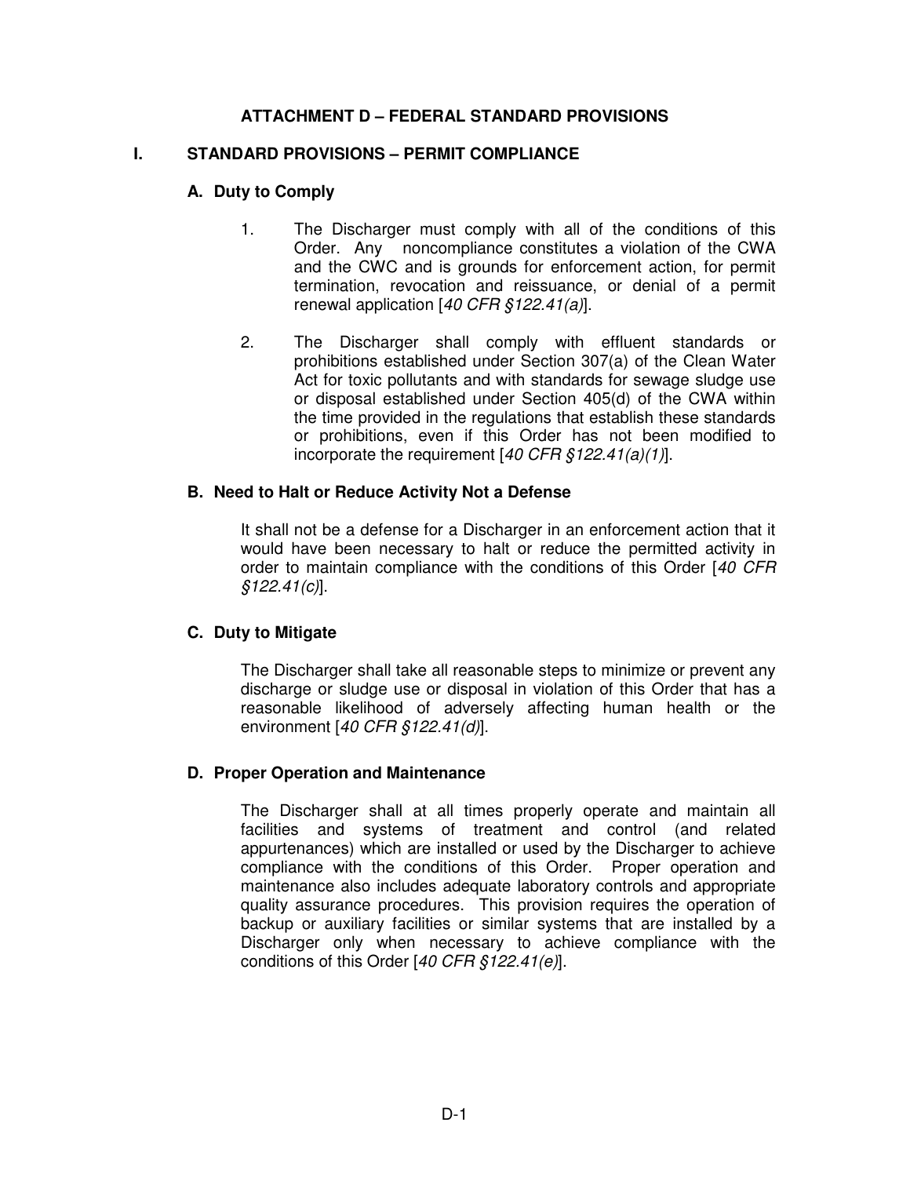# ATTACHMENT D – FEDERAL STANDARD PROVISIONS

## I. STANDARD PROVISIONS – PERMIT COMPLIANCE

### A. Duty to Comply

1. The Discharger must comply with all of the conditions of this Order. Any noncompliance constitutes a violation of the CWA and the CWC and is grounds for enforcement action, for permit termination, revocation and reissuance, or denial of a permit renewal application [*40 CFR §122.41(a)*].

2. The Discharger shall comply with effluent standards or prohibitions established under Section 307(a) of the Clean Water Act for toxic pollutants and with standards for sewage sludge use or disposal established under Section 405(d) of the CWA within the time provided in the regulations that establish these standards or prohibitions, even if this Order has not been modified to incorporate the requirement [*40 CFR §122.41(a)(1)*].

### B. Need to Halt or Reduce Activity Not a Defense

It shall not be a defense for a Discharger in an enforcement action that it would have been necessary to halt or reduce the permitted activity in order to maintain compliance with the conditions of this Order [*40 CFR §122.41(c)*].

### C. Duty to Mitigate

The Discharger shall take all reasonable steps to minimize or prevent any discharge or sludge use or disposal in violation of this Order that has a reasonable likelihood of adversely affecting human health or the environment [*40 CFR §122.41(d)*].

### D. Proper Operation and Maintenance

The Discharger shall at all times properly operate and maintain all facilities and systems of treatment and control (and related appurtenances) which are installed or used by the Discharger to achieve compliance with the conditions of this Order. Proper operation and maintenance also includes adequate laboratory controls and appropriate quality assurance procedures. This provision requires the operation of backup or auxiliary facilities or similar systems that are installed by a Discharger only when necessary to achieve compliance with the conditions of this Order [*40 CFR §122.41(e)*].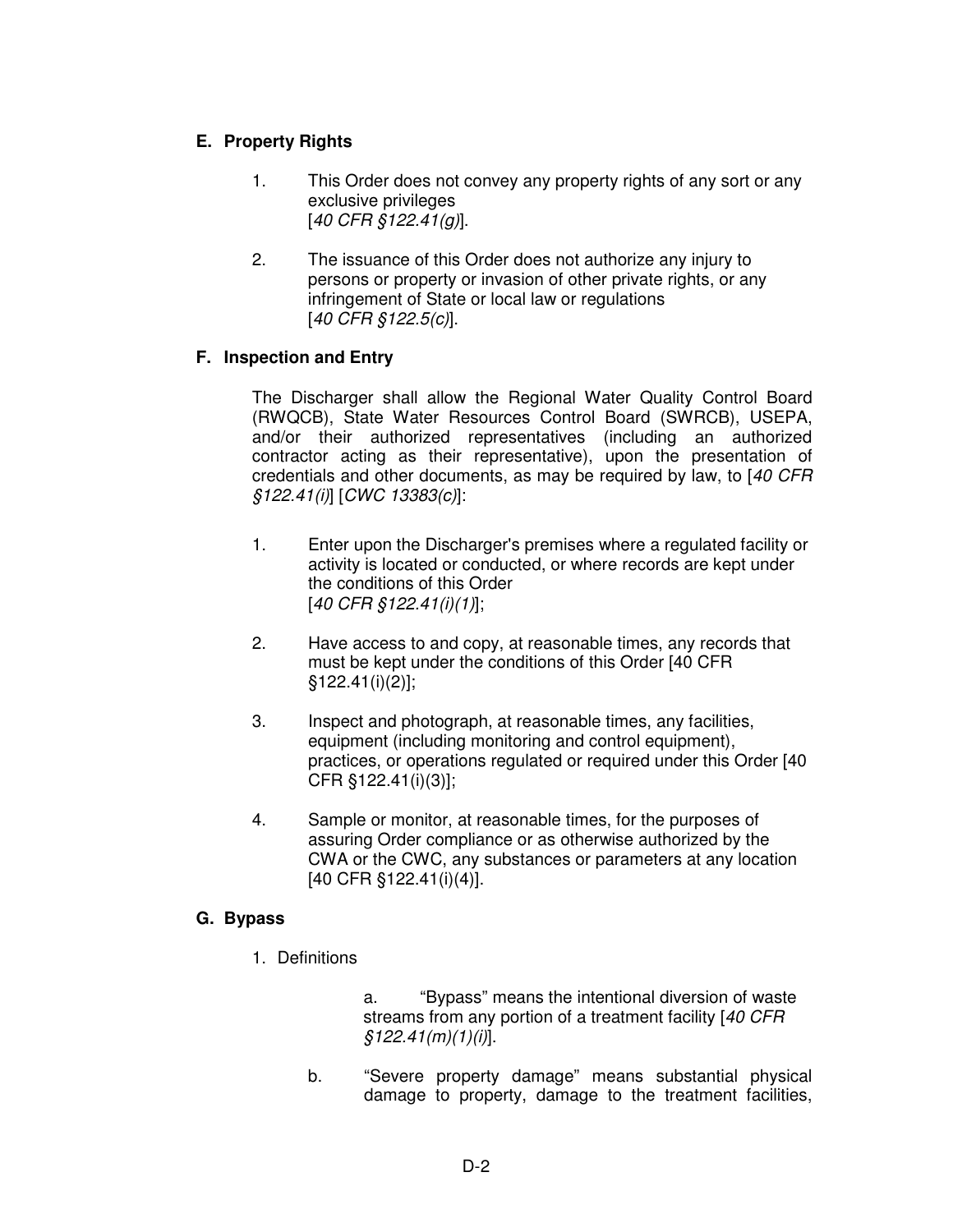### E. Property Rights

1. This Order does not convey any property rights of any sort or any exclusive privileges [*40 CFR §122.41(g)*].

2. The issuance of this Order does not authorize any injury to persons or property or invasion of other private rights, or any infringement of State or local law or regulations [*40 CFR §122.5(c)*].

### F. Inspection and Entry

The Discharger shall allow the Regional Water Quality Control Board (RWQCB), State Water Resources Control Board (SWRCB), USEPA, and/or their authorized representatives (including an authorized contractor acting as their representative), upon the presentation of credentials and other documents, as may be required by law, to [*40 CFR §122.41(i)*] [*CWC 13383(c)*]:

1. Enter upon the Discharger's premises where a regulated facility or activity is located or conducted, or where records are kept under the conditions of this Order [*40 CFR §122.41(i)(1)*];

2. Have access to and copy, at reasonable times, any records that must be kept under the conditions of this Order [40 CFR §122.41(i)(2)];

3. Inspect and photograph, at reasonable times, any facilities, equipment (including monitoring and control equipment), practices, or operations regulated or required under this Order [40 CFR §122.41(i)(3)];

4. Sample or monitor, at reasonable times, for the purposes of assuring Order compliance or as otherwise authorized by the CWA or the CWC, any substances or parameters at any location [40 CFR §122.41(i)(4)].

### G. Bypass

1. Definitions

   a. "Bypass" means the intentional diversion of waste streams from any portion of a treatment facility [*40 CFR §122.41(m)(1)(i)*].

   b. "Severe property damage" means substantial physical damage to property, damage to the treatment facilities,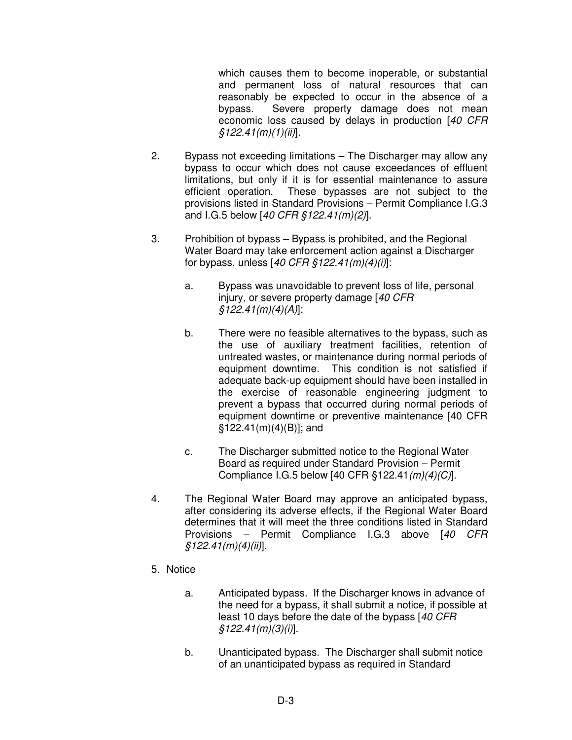which causes them to become inoperable, or substantial and permanent loss of natural resources that can reasonably be expected to occur in the absence of a bypass. Severe property damage does not mean economic loss caused by delays in production [*40 CFR §122.41(m)(1)(ii)*].

2. Bypass not exceeding limitations – The Discharger may allow any bypass to occur which does not cause exceedances of effluent limitations, but only if it is for essential maintenance to assure efficient operation. These bypasses are not subject to the provisions listed in Standard Provisions – Permit Compliance I.G.3 and I.G.5 below [*40 CFR §122.41(m)(2)*].

3. Prohibition of bypass – Bypass is prohibited, and the Regional Water Board may take enforcement action against a Discharger for bypass, unless [*40 CFR §122.41(m)(4)(i)*]:

   a. Bypass was unavoidable to prevent loss of life, personal injury, or severe property damage [*40 CFR §122.41(m)(4)(A)*];

   b. There were no feasible alternatives to the bypass, such as the use of auxiliary treatment facilities, retention of untreated wastes, or maintenance during normal periods of equipment downtime. This condition is not satisfied if adequate back-up equipment should have been installed in the exercise of reasonable engineering judgment to prevent a bypass that occurred during normal periods of equipment downtime or preventive maintenance [40 CFR §122.41(m)(4)(B)]; and

   c. The Discharger submitted notice to the Regional Water Board as required under Standard Provision – Permit Compliance I.G.5 below [40 CFR §122.41*(m)(4)(C)*].

4. The Regional Water Board may approve an anticipated bypass, after considering its adverse effects, if the Regional Water Board determines that it will meet the three conditions listed in Standard Provisions – Permit Compliance I.G.3 above [*40 CFR §122.41(m)(4)(ii)*].

5. Notice

   a. Anticipated bypass. If the Discharger knows in advance of the need for a bypass, it shall submit a notice, if possible at least 10 days before the date of the bypass [*40 CFR §122.41(m)(3)(i)*].

   b. Unanticipated bypass. The Discharger shall submit notice of an unanticipated bypass as required in Standard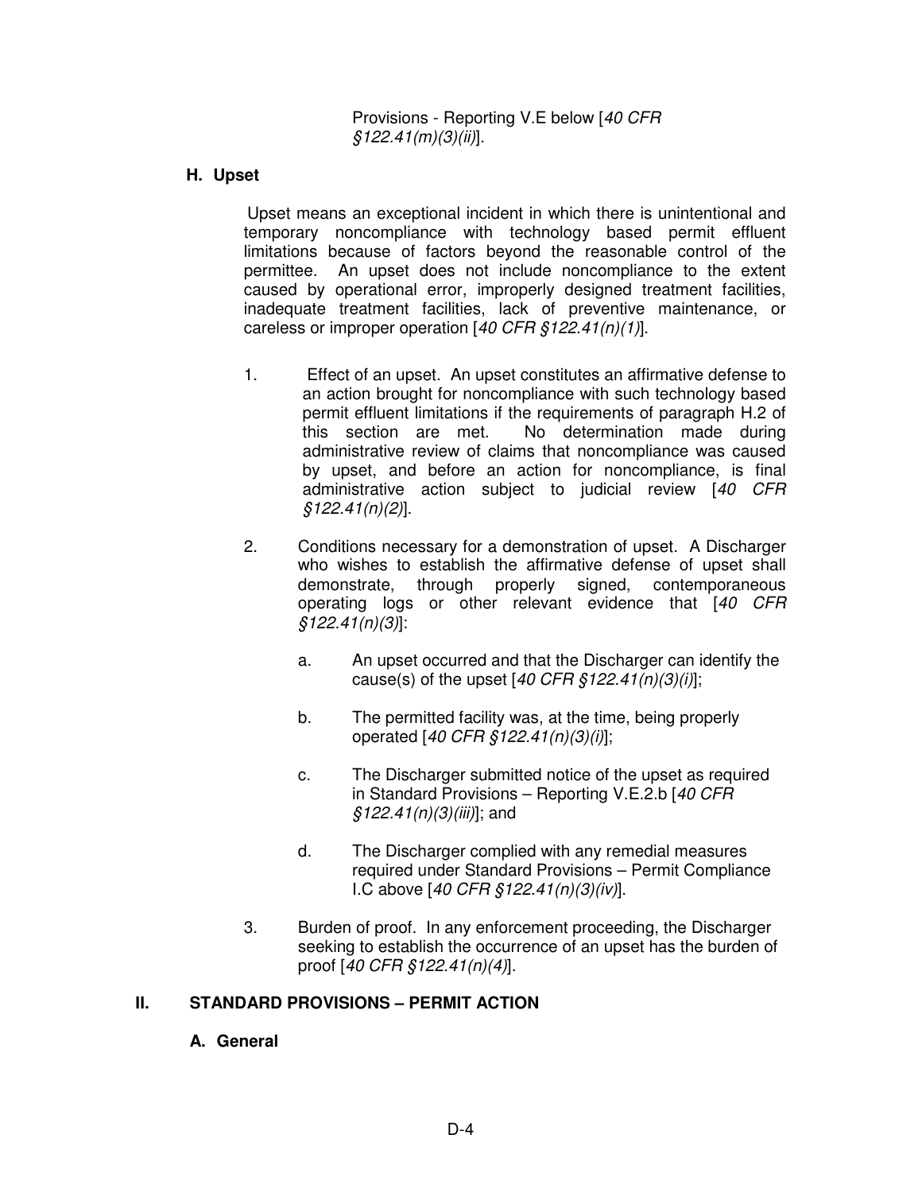Provisions - Reporting V.E below [*40 CFR §122.41(m)(3)(ii)*].

### H. Upset

Upset means an exceptional incident in which there is unintentional and temporary noncompliance with technology based permit effluent limitations because of factors beyond the reasonable control of the permittee. An upset does not include noncompliance to the extent caused by operational error, improperly designed treatment facilities, inadequate treatment facilities, lack of preventive maintenance, or careless or improper operation [*40 CFR §122.41(n)(1)*].

1. Effect of an upset. An upset constitutes an affirmative defense to an action brought for noncompliance with such technology based permit effluent limitations if the requirements of paragraph H.2 of this section are met. No determination made during administrative review of claims that noncompliance was caused by upset, and before an action for noncompliance, is final administrative action subject to judicial review [*40 CFR §122.41(n)(2)*].

2. Conditions necessary for a demonstration of upset. A Discharger who wishes to establish the affirmative defense of upset shall demonstrate, through properly signed, contemporaneous operating logs or other relevant evidence that [*40 CFR §122.41(n)(3)*]:

   a. An upset occurred and that the Discharger can identify the cause(s) of the upset [*40 CFR §122.41(n)(3)(i)*];

   b. The permitted facility was, at the time, being properly operated [*40 CFR §122.41(n)(3)(i)*];

   c. The Discharger submitted notice of the upset as required in Standard Provisions – Reporting V.E.2.b [*40 CFR §122.41(n)(3)(iii)*]; and

   d. The Discharger complied with any remedial measures required under Standard Provisions – Permit Compliance I.C above [*40 CFR §122.41(n)(3)(iv)*].

3. Burden of proof. In any enforcement proceeding, the Discharger seeking to establish the occurrence of an upset has the burden of proof [*40 CFR §122.41(n)(4)*].

## II. STANDARD PROVISIONS – PERMIT ACTION

### A. General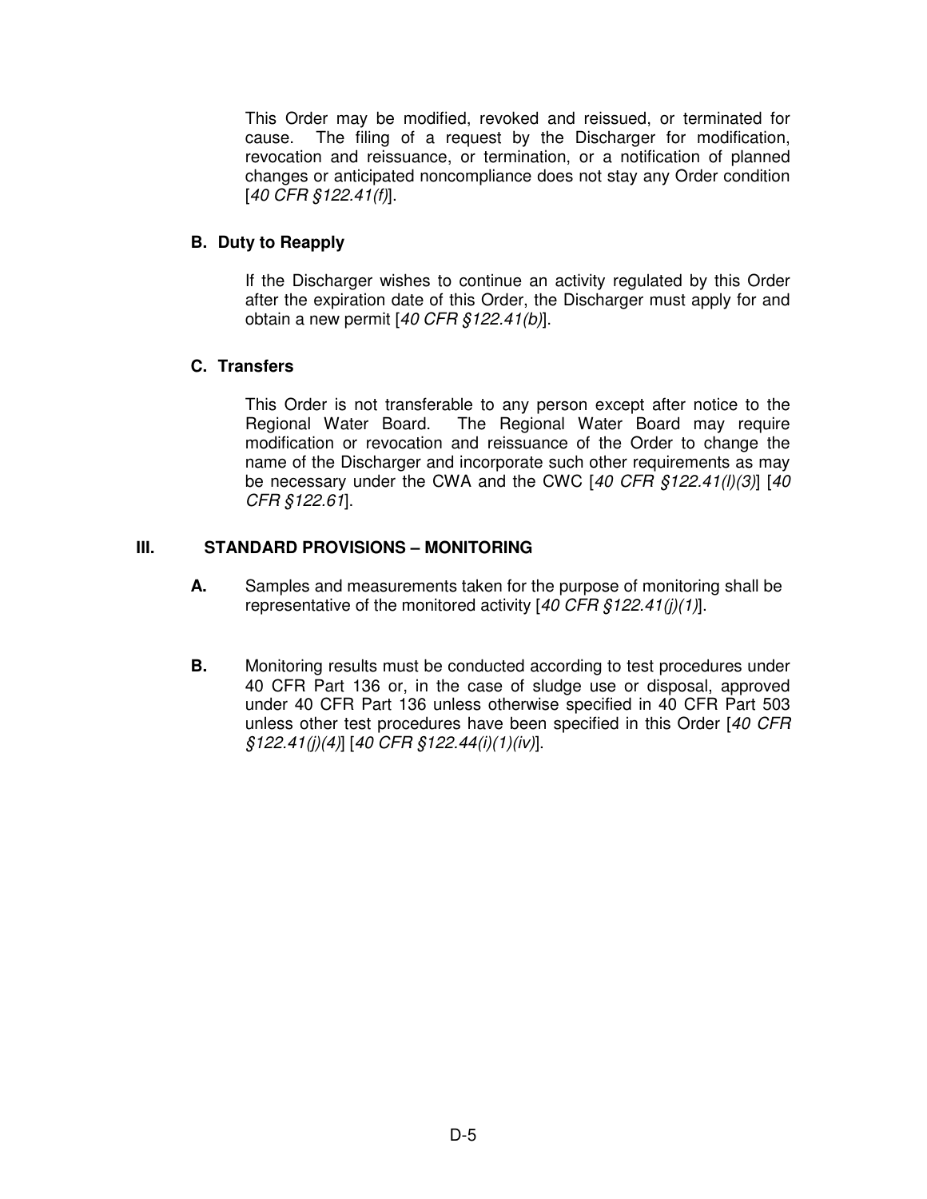This Order may be modified, revoked and reissued, or terminated for cause. The filing of a request by the Discharger for modification, revocation and reissuance, or termination, or a notification of planned changes or anticipated noncompliance does not stay any Order condition [*40 CFR §122.41(f)*].

### B. Duty to Reapply

If the Discharger wishes to continue an activity regulated by this Order after the expiration date of this Order, the Discharger must apply for and obtain a new permit [*40 CFR §122.41(b)*].

### C. Transfers

This Order is not transferable to any person except after notice to the Regional Water Board. The Regional Water Board may require modification or revocation and reissuance of the Order to change the name of the Discharger and incorporate such other requirements as may be necessary under the CWA and the CWC [*40 CFR §122.41(l)(3)*] [*40 CFR §122.61*].

## III. STANDARD PROVISIONS – MONITORING

**A.** Samples and measurements taken for the purpose of monitoring shall be representative of the monitored activity [*40 CFR §122.41(j)(1)*].

**B.** Monitoring results must be conducted according to test procedures under 40 CFR Part 136 or, in the case of sludge use or disposal, approved under 40 CFR Part 136 unless otherwise specified in 40 CFR Part 503 unless other test procedures have been specified in this Order [*40 CFR §122.41(j)(4)*] [*40 CFR §122.44(i)(1)(iv)*].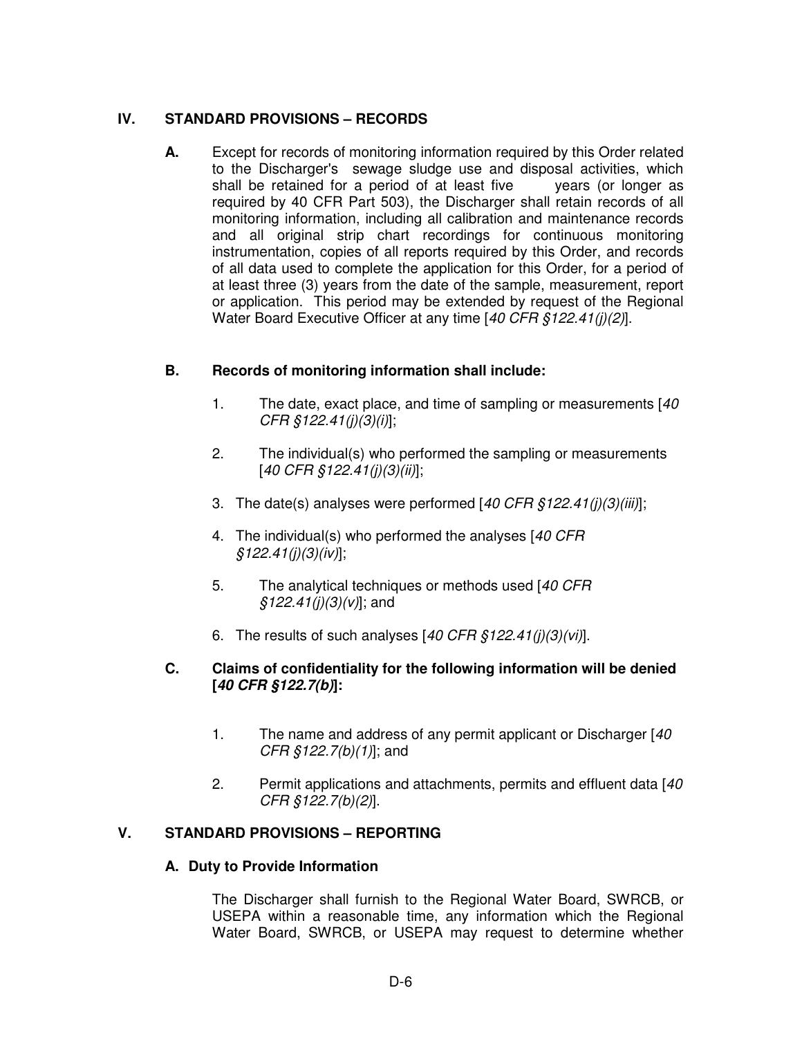## IV. STANDARD PROVISIONS – RECORDS

**A.** Except for records of monitoring information required by this Order related to the Discharger's sewage sludge use and disposal activities, which shall be retained for a period of at least five years (or longer as required by 40 CFR Part 503), the Discharger shall retain records of all monitoring information, including all calibration and maintenance records and all original strip chart recordings for continuous monitoring instrumentation, copies of all reports required by this Order, and records of all data used to complete the application for this Order, for a period of at least three (3) years from the date of the sample, measurement, report or application. This period may be extended by request of the Regional Water Board Executive Officer at any time [*40 CFR §122.41(j)(2)*].

**B. Records of monitoring information shall include:**

1. The date, exact place, and time of sampling or measurements [*40 CFR §122.41(j)(3)(i)*];
2. The individual(s) who performed the sampling or measurements [*40 CFR §122.41(j)(3)(ii)*];
3. The date(s) analyses were performed [*40 CFR §122.41(j)(3)(iii)*];
4. The individual(s) who performed the analyses [*40 CFR §122.41(j)(3)(iv)*];
5. The analytical techniques or methods used [*40 CFR §122.41(j)(3)(v)*]; and
6. The results of such analyses [*40 CFR §122.41(j)(3)(vi)*].

**C. Claims of confidentiality for the following information will be denied [*40 CFR §122.7(b)*]:**

1. The name and address of any permit applicant or Discharger [*40 CFR §122.7(b)(1)*]; and
2. Permit applications and attachments, permits and effluent data [*40 CFR §122.7(b)(2)*].

## V. STANDARD PROVISIONS – REPORTING

### A. Duty to Provide Information

The Discharger shall furnish to the Regional Water Board, SWRCB, or USEPA within a reasonable time, any information which the Regional Water Board, SWRCB, or USEPA may request to determine whether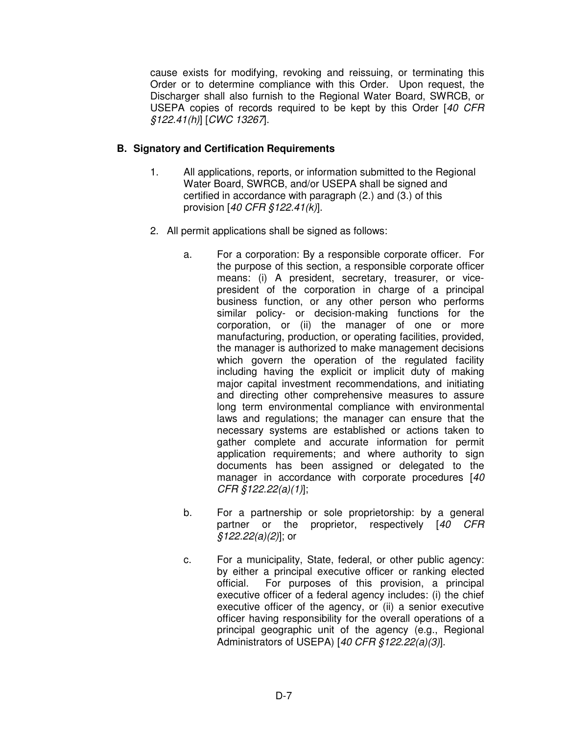cause exists for modifying, revoking and reissuing, or terminating this Order or to determine compliance with this Order. Upon request, the Discharger shall also furnish to the Regional Water Board, SWRCB, or USEPA copies of records required to be kept by this Order [*40 CFR §122.41(h)*] [*CWC 13267*].

### B. Signatory and Certification Requirements

1. All applications, reports, or information submitted to the Regional Water Board, SWRCB, and/or USEPA shall be signed and certified in accordance with paragraph (2.) and (3.) of this provision [*40 CFR §122.41(k)*].

2. All permit applications shall be signed as follows:

   a. For a corporation: By a responsible corporate officer. For the purpose of this section, a responsible corporate officer means: (i) A president, secretary, treasurer, or vice-president of the corporation in charge of a principal business function, or any other person who performs similar policy- or decision-making functions for the corporation, or (ii) the manager of one or more manufacturing, production, or operating facilities, provided, the manager is authorized to make management decisions which govern the operation of the regulated facility including having the explicit or implicit duty of making major capital investment recommendations, and initiating and directing other comprehensive measures to assure long term environmental compliance with environmental laws and regulations; the manager can ensure that the necessary systems are established or actions taken to gather complete and accurate information for permit application requirements; and where authority to sign documents has been assigned or delegated to the manager in accordance with corporate procedures [*40 CFR §122.22(a)(1)*];

   b. For a partnership or sole proprietorship: by a general partner or the proprietor, respectively [*40 CFR §122.22(a)(2)*]; or

   c. For a municipality, State, federal, or other public agency: by either a principal executive officer or ranking elected official. For purposes of this provision, a principal executive officer of a federal agency includes: (i) the chief executive officer of the agency, or (ii) a senior executive officer having responsibility for the overall operations of a principal geographic unit of the agency (e.g., Regional Administrators of USEPA) [*40 CFR §122.22(a)(3)*].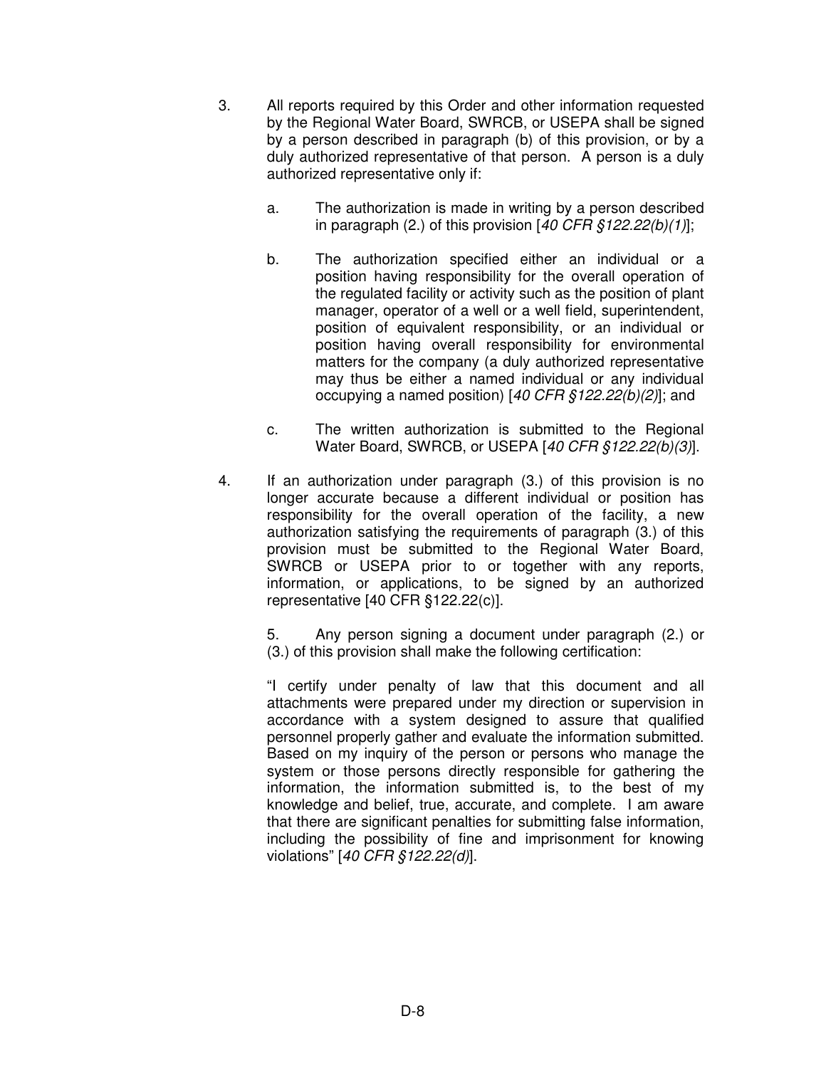3. All reports required by this Order and other information requested by the Regional Water Board, SWRCB, or USEPA shall be signed by a person described in paragraph (b) of this provision, or by a duly authorized representative of that person. A person is a duly authorized representative only if:

   a. The authorization is made in writing by a person described in paragraph (2.) of this provision [*40 CFR §122.22(b)(1)*];

   b. The authorization specified either an individual or a position having responsibility for the overall operation of the regulated facility or activity such as the position of plant manager, operator of a well or a well field, superintendent, position of equivalent responsibility, or an individual or position having overall responsibility for environmental matters for the company (a duly authorized representative may thus be either a named individual or any individual occupying a named position) [*40 CFR §122.22(b)(2)*]; and

   c. The written authorization is submitted to the Regional Water Board, SWRCB, or USEPA [*40 CFR §122.22(b)(3)*].

4. If an authorization under paragraph (3.) of this provision is no longer accurate because a different individual or position has responsibility for the overall operation of the facility, a new authorization satisfying the requirements of paragraph (3.) of this provision must be submitted to the Regional Water Board, SWRCB or USEPA prior to or together with any reports, information, or applications, to be signed by an authorized representative [40 CFR §122.22(c)].

   5. Any person signing a document under paragraph (2.) or (3.) of this provision shall make the following certification:

   "I certify under penalty of law that this document and all attachments were prepared under my direction or supervision in accordance with a system designed to assure that qualified personnel properly gather and evaluate the information submitted. Based on my inquiry of the person or persons who manage the system or those persons directly responsible for gathering the information, the information submitted is, to the best of my knowledge and belief, true, accurate, and complete. I am aware that there are significant penalties for submitting false information, including the possibility of fine and imprisonment for knowing violations" [*40 CFR §122.22(d)*].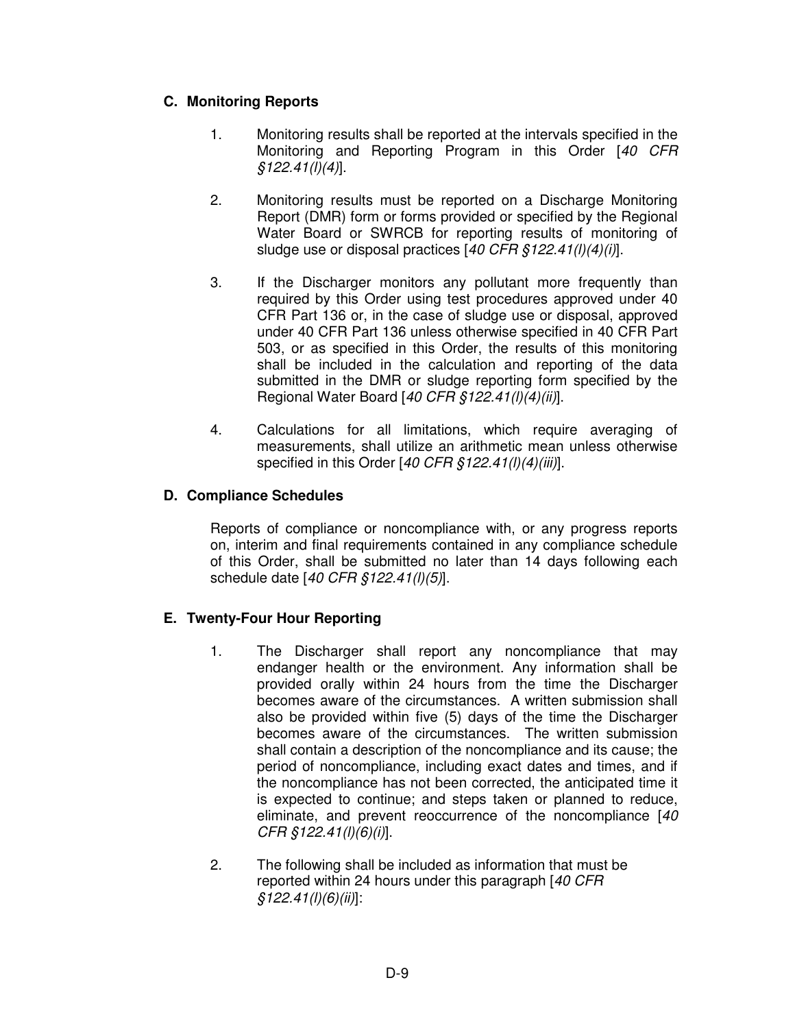### C. Monitoring Reports

1. Monitoring results shall be reported at the intervals specified in the Monitoring and Reporting Program in this Order [*40 CFR §122.41(l)(4)*].

2. Monitoring results must be reported on a Discharge Monitoring Report (DMR) form or forms provided or specified by the Regional Water Board or SWRCB for reporting results of monitoring of sludge use or disposal practices [*40 CFR §122.41(l)(4)(i)*].

3. If the Discharger monitors any pollutant more frequently than required by this Order using test procedures approved under 40 CFR Part 136 or, in the case of sludge use or disposal, approved under 40 CFR Part 136 unless otherwise specified in 40 CFR Part 503, or as specified in this Order, the results of this monitoring shall be included in the calculation and reporting of the data submitted in the DMR or sludge reporting form specified by the Regional Water Board [*40 CFR §122.41(l)(4)(ii)*].

4. Calculations for all limitations, which require averaging of measurements, shall utilize an arithmetic mean unless otherwise specified in this Order [*40 CFR §122.41(l)(4)(iii)*].

### D. Compliance Schedules

Reports of compliance or noncompliance with, or any progress reports on, interim and final requirements contained in any compliance schedule of this Order, shall be submitted no later than 14 days following each schedule date [*40 CFR §122.41(l)(5)*].

### E. Twenty-Four Hour Reporting

1. The Discharger shall report any noncompliance that may endanger health or the environment. Any information shall be provided orally within 24 hours from the time the Discharger becomes aware of the circumstances. A written submission shall also be provided within five (5) days of the time the Discharger becomes aware of the circumstances. The written submission shall contain a description of the noncompliance and its cause; the period of noncompliance, including exact dates and times, and if the noncompliance has not been corrected, the anticipated time it is expected to continue; and steps taken or planned to reduce, eliminate, and prevent reoccurrence of the noncompliance [*40 CFR §122.41(l)(6)(i)*].

2. The following shall be included as information that must be reported within 24 hours under this paragraph [*40 CFR §122.41(l)(6)(ii)*]: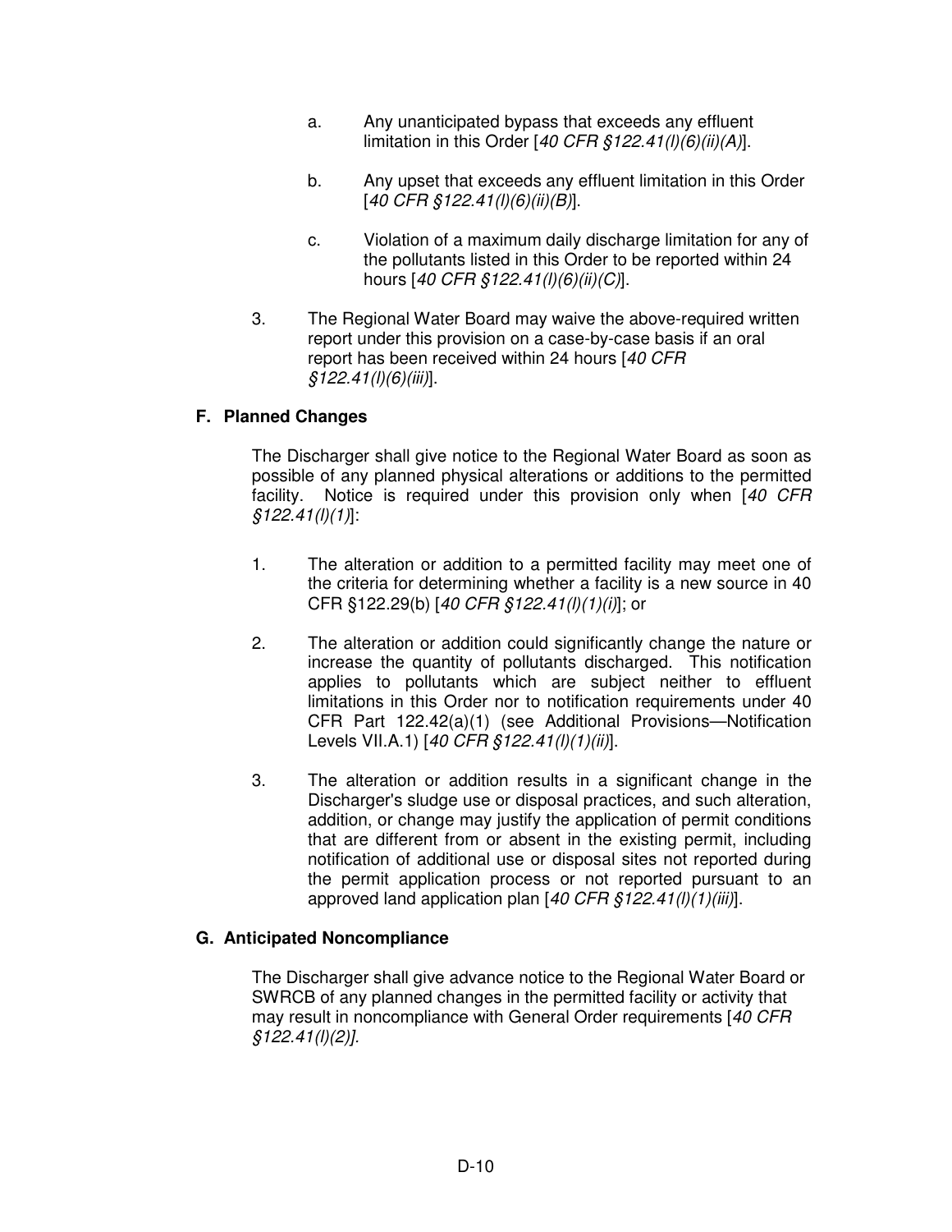a. Any unanticipated bypass that exceeds any effluent limitation in this Order [*40 CFR §122.41(l)(6)(ii)(A)*].

b. Any upset that exceeds any effluent limitation in this Order [*40 CFR §122.41(l)(6)(ii)(B)*].

c. Violation of a maximum daily discharge limitation for any of the pollutants listed in this Order to be reported within 24 hours [*40 CFR §122.41(l)(6)(ii)(C)*].

3. The Regional Water Board may waive the above-required written report under this provision on a case-by-case basis if an oral report has been received within 24 hours [*40 CFR §122.41(l)(6)(iii)*].

### F. Planned Changes

The Discharger shall give notice to the Regional Water Board as soon as possible of any planned physical alterations or additions to the permitted facility. Notice is required under this provision only when [*40 CFR §122.41(l)(1)*]:

1. The alteration or addition to a permitted facility may meet one of the criteria for determining whether a facility is a new source in 40 CFR §122.29(b) [*40 CFR §122.41(l)(1)(i)*]; or

2. The alteration or addition could significantly change the nature or increase the quantity of pollutants discharged. This notification applies to pollutants which are subject neither to effluent limitations in this Order nor to notification requirements under 40 CFR Part 122.42(a)(1) (see Additional Provisions—Notification Levels VII.A.1) [*40 CFR §122.41(l)(1)(ii)*].

3. The alteration or addition results in a significant change in the Discharger's sludge use or disposal practices, and such alteration, addition, or change may justify the application of permit conditions that are different from or absent in the existing permit, including notification of additional use or disposal sites not reported during the permit application process or not reported pursuant to an approved land application plan [*40 CFR §122.41(l)(1)(iii)*].

### G. Anticipated Noncompliance

The Discharger shall give advance notice to the Regional Water Board or SWRCB of any planned changes in the permitted facility or activity that may result in noncompliance with General Order requirements [*40 CFR §122.41(l)(2)].*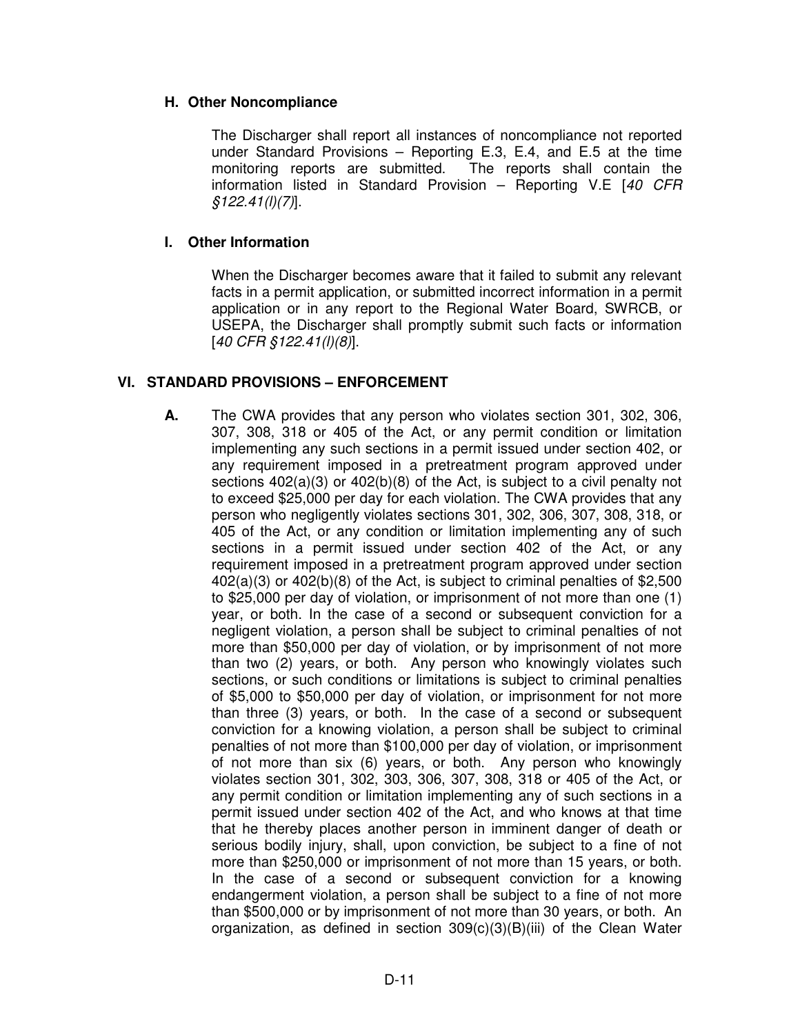### H. Other Noncompliance

The Discharger shall report all instances of noncompliance not reported under Standard Provisions – Reporting E.3, E.4, and E.5 at the time monitoring reports are submitted. The reports shall contain the information listed in Standard Provision – Reporting V.E [*40 CFR §122.41(l)(7)*].

### I. Other Information

When the Discharger becomes aware that it failed to submit any relevant facts in a permit application, or submitted incorrect information in a permit application or in any report to the Regional Water Board, SWRCB, or USEPA, the Discharger shall promptly submit such facts or information [*40 CFR §122.41(l)(8)*].

## VI. STANDARD PROVISIONS – ENFORCEMENT

**A.** The CWA provides that any person who violates section 301, 302, 306, 307, 308, 318 or 405 of the Act, or any permit condition or limitation implementing any such sections in a permit issued under section 402, or any requirement imposed in a pretreatment program approved under sections 402(a)(3) or 402(b)(8) of the Act, is subject to a civil penalty not to exceed $25,000 per day for each violation. The CWA provides that any person who negligently violates sections 301, 302, 306, 307, 308, 318, or 405 of the Act, or any condition or limitation implementing any of such sections in a permit issued under section 402 of the Act, or any requirement imposed in a pretreatment program approved under section 402(a)(3) or 402(b)(8) of the Act, is subject to criminal penalties of $2,500 to $25,000 per day of violation, or imprisonment of not more than one (1) year, or both. In the case of a second or subsequent conviction for a negligent violation, a person shall be subject to criminal penalties of not more than $50,000 per day of violation, or by imprisonment of not more than two (2) years, or both. Any person who knowingly violates such sections, or such conditions or limitations is subject to criminal penalties of $5,000 to $50,000 per day of violation, or imprisonment for not more than three (3) years, or both. In the case of a second or subsequent conviction for a knowing violation, a person shall be subject to criminal penalties of not more than $100,000 per day of violation, or imprisonment of not more than six (6) years, or both. Any person who knowingly violates section 301, 302, 303, 306, 307, 308, 318 or 405 of the Act, or any permit condition or limitation implementing any of such sections in a permit issued under section 402 of the Act, and who knows at that time that he thereby places another person in imminent danger of death or serious bodily injury, shall, upon conviction, be subject to a fine of not more than $250,000 or imprisonment of not more than 15 years, or both. In the case of a second or subsequent conviction for a knowing endangerment violation, a person shall be subject to a fine of not more than $500,000 or by imprisonment of not more than 30 years, or both. An organization, as defined in section 309(c)(3)(B)(iii) of the Clean Water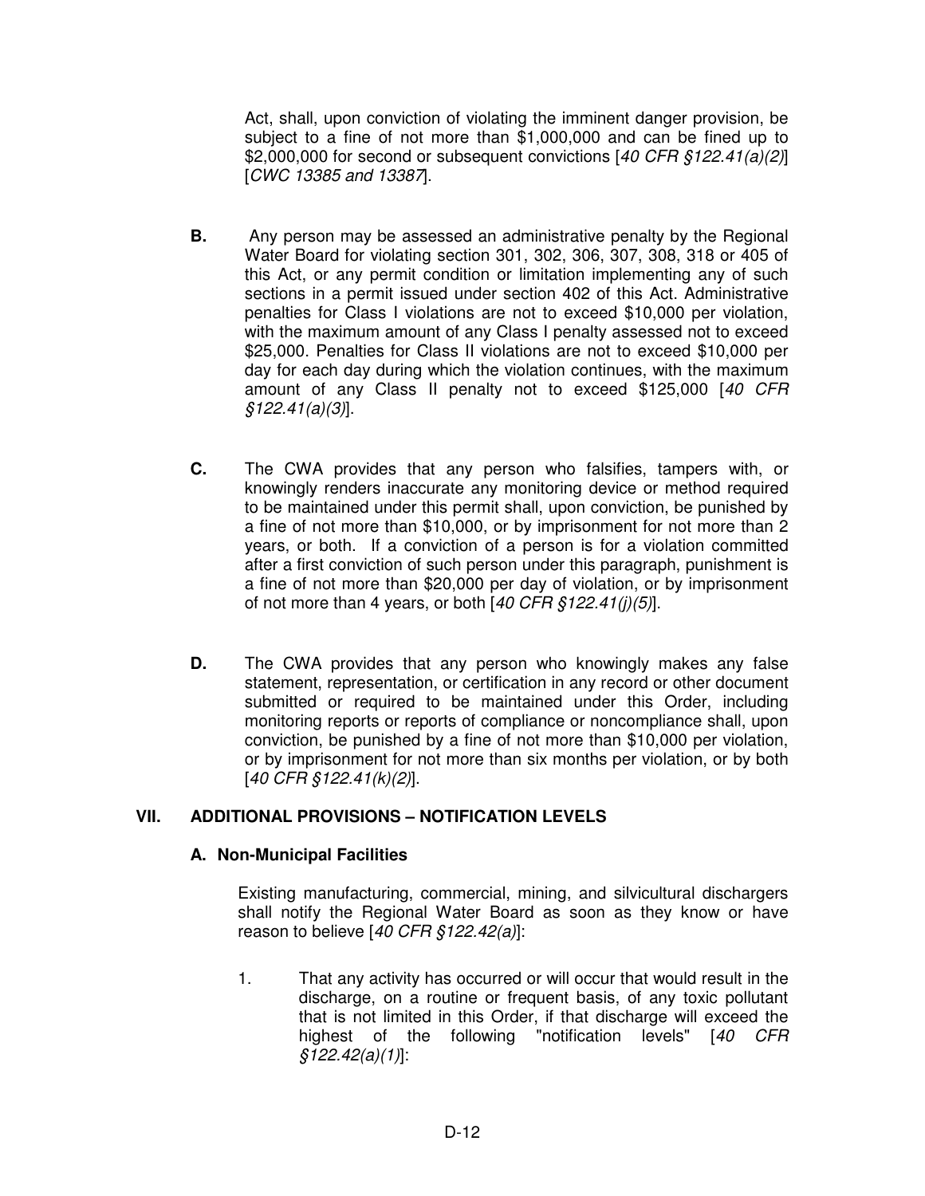Act, shall, upon conviction of violating the imminent danger provision, be subject to a fine of not more than $1,000,000 and can be fined up to $2,000,000 for second or subsequent convictions [*40 CFR §122.41(a)(2)*] [*CWC 13385 and 13387*].

**B.** Any person may be assessed an administrative penalty by the Regional Water Board for violating section 301, 302, 306, 307, 308, 318 or 405 of this Act, or any permit condition or limitation implementing any of such sections in a permit issued under section 402 of this Act. Administrative penalties for Class I violations are not to exceed $10,000 per violation, with the maximum amount of any Class I penalty assessed not to exceed $25,000. Penalties for Class II violations are not to exceed $10,000 per day for each day during which the violation continues, with the maximum amount of any Class II penalty not to exceed $125,000 [*40 CFR §122.41(a)(3)*].

**C.** The CWA provides that any person who falsifies, tampers with, or knowingly renders inaccurate any monitoring device or method required to be maintained under this permit shall, upon conviction, be punished by a fine of not more than $10,000, or by imprisonment for not more than 2 years, or both. If a conviction of a person is for a violation committed after a first conviction of such person under this paragraph, punishment is a fine of not more than $20,000 per day of violation, or by imprisonment of not more than 4 years, or both [*40 CFR §122.41(j)(5)*].

**D.** The CWA provides that any person who knowingly makes any false statement, representation, or certification in any record or other document submitted or required to be maintained under this Order, including monitoring reports or reports of compliance or noncompliance shall, upon conviction, be punished by a fine of not more than $10,000 per violation, or by imprisonment for not more than six months per violation, or by both [*40 CFR §122.41(k)(2)*].

## VII. ADDITIONAL PROVISIONS – NOTIFICATION LEVELS

### A. Non-Municipal Facilities

Existing manufacturing, commercial, mining, and silvicultural dischargers shall notify the Regional Water Board as soon as they know or have reason to believe [*40 CFR §122.42(a)*]:

1. That any activity has occurred or will occur that would result in the discharge, on a routine or frequent basis, of any toxic pollutant that is not limited in this Order, if that discharge will exceed the highest of the following "notification levels" [*40 CFR §122.42(a)(1)*]: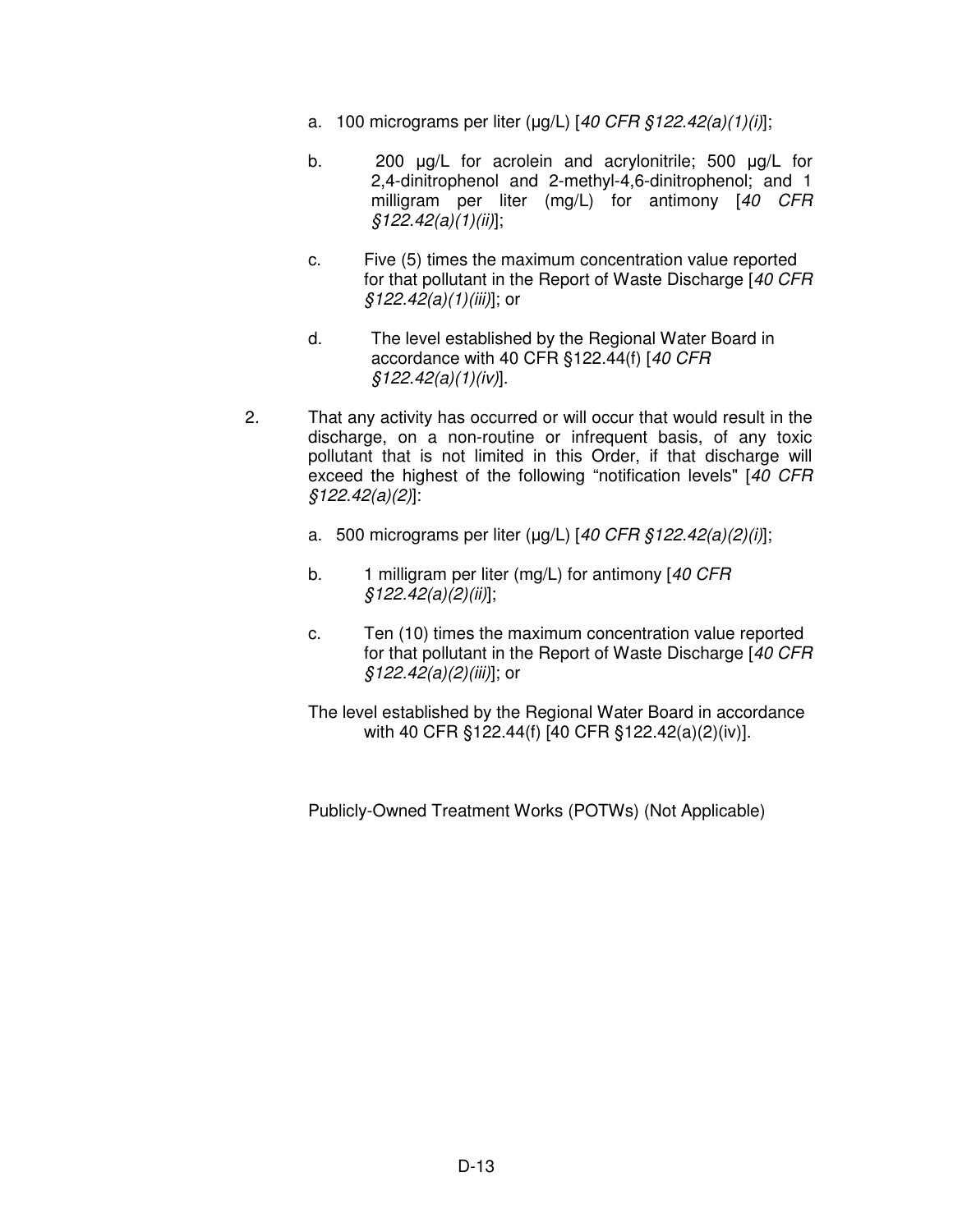a. 100 micrograms per liter (µg/L) [*40 CFR §122.42(a)(1)(i)*];

b. 200 µg/L for acrolein and acrylonitrile; 500 µg/L for 2,4-dinitrophenol and 2-methyl-4,6-dinitrophenol; and 1 milligram per liter (mg/L) for antimony [*40 CFR §122.42(a)(1)(ii)*];

c. Five (5) times the maximum concentration value reported for that pollutant in the Report of Waste Discharge [*40 CFR §122.42(a)(1)(iii)*]; or

d. The level established by the Regional Water Board in accordance with 40 CFR §122.44(f) [*40 CFR §122.42(a)(1)(iv)*].

2. That any activity has occurred or will occur that would result in the discharge, on a non-routine or infrequent basis, of any toxic pollutant that is not limited in this Order, if that discharge will exceed the highest of the following "notification levels" [*40 CFR §122.42(a)(2)*]:

   a. 500 micrograms per liter (µg/L) [*40 CFR §122.42(a)(2)(i)*];

   b. 1 milligram per liter (mg/L) for antimony [*40 CFR §122.42(a)(2)(ii)*];

   c. Ten (10) times the maximum concentration value reported for that pollutant in the Report of Waste Discharge [*40 CFR §122.42(a)(2)(iii)*]; or

   The level established by the Regional Water Board in accordance with 40 CFR §122.44(f) [40 CFR §122.42(a)(2)(iv)].

Publicly-Owned Treatment Works (POTWs) (Not Applicable)